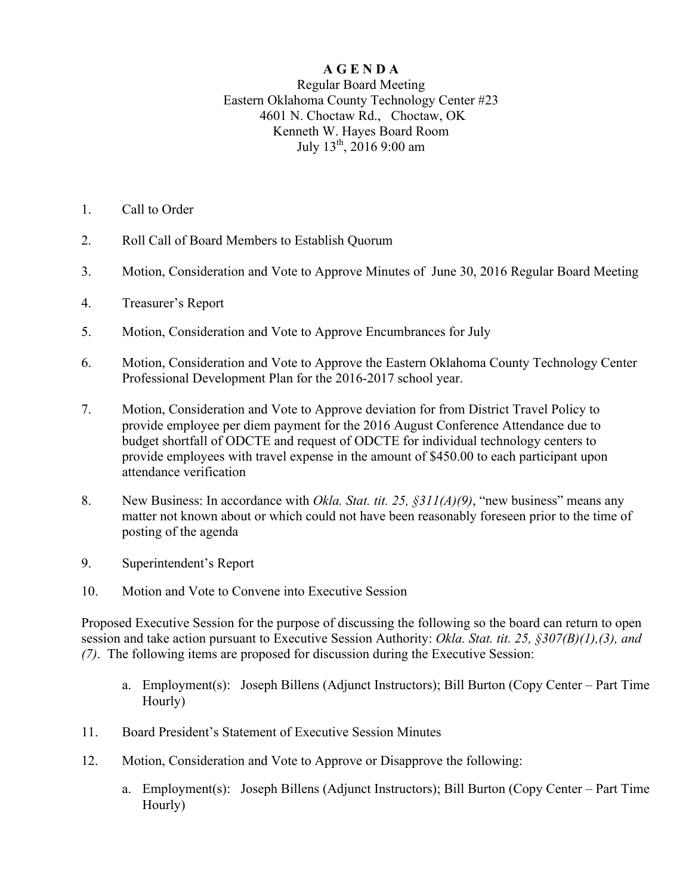**A G E N D A**

Regular Board Meeting
Eastern Oklahoma County Technology Center #23
4601 N. Choctaw Rd., Choctaw, OK
Kenneth W. Hayes Board Room
July 13th, 2016 9:00 am

1. Call to Order

2. Roll Call of Board Members to Establish Quorum

3. Motion, Consideration and Vote to Approve Minutes of June 30, 2016 Regular Board Meeting

4. Treasurer's Report

5. Motion, Consideration and Vote to Approve Encumbrances for July

6. Motion, Consideration and Vote to Approve the Eastern Oklahoma County Technology Center Professional Development Plan for the 2016-2017 school year.

7. Motion, Consideration and Vote to Approve deviation for from District Travel Policy to provide employee per diem payment for the 2016 August Conference Attendance due to budget shortfall of ODCTE and request of ODCTE for individual technology centers to provide employees with travel expense in the amount of $450.00 to each participant upon attendance verification

8. New Business: In accordance with *Okla. Stat. tit. 25, §311(A)(9)*, "new business" means any matter not known about or which could not have been reasonably foreseen prior to the time of posting of the agenda

9. Superintendent's Report

10. Motion and Vote to Convene into Executive Session

Proposed Executive Session for the purpose of discussing the following so the board can return to open session and take action pursuant to Executive Session Authority: *Okla. Stat. tit. 25, §307(B)(1),(3), and (7)*. The following items are proposed for discussion during the Executive Session:

   a. Employment(s): Joseph Billens (Adjunct Instructors); Bill Burton (Copy Center – Part Time Hourly)

11. Board President's Statement of Executive Session Minutes

12. Motion, Consideration and Vote to Approve or Disapprove the following:

   a. Employment(s): Joseph Billens (Adjunct Instructors); Bill Burton (Copy Center – Part Time Hourly)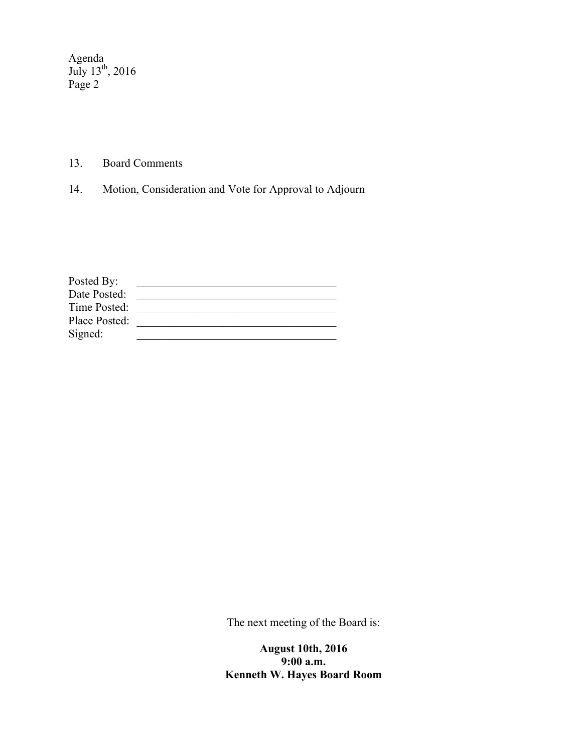13. Board Comments

14. Motion, Consideration and Vote for Approval to Adjourn

Posted By: ____________________________________
Date Posted: ____________________________________
Time Posted: ____________________________________
Place Posted: ____________________________________
Signed: ____________________________________

The next meeting of the Board is:

**August 10th, 2016**
**9:00 a.m.**
**Kenneth W. Hayes Board Room**